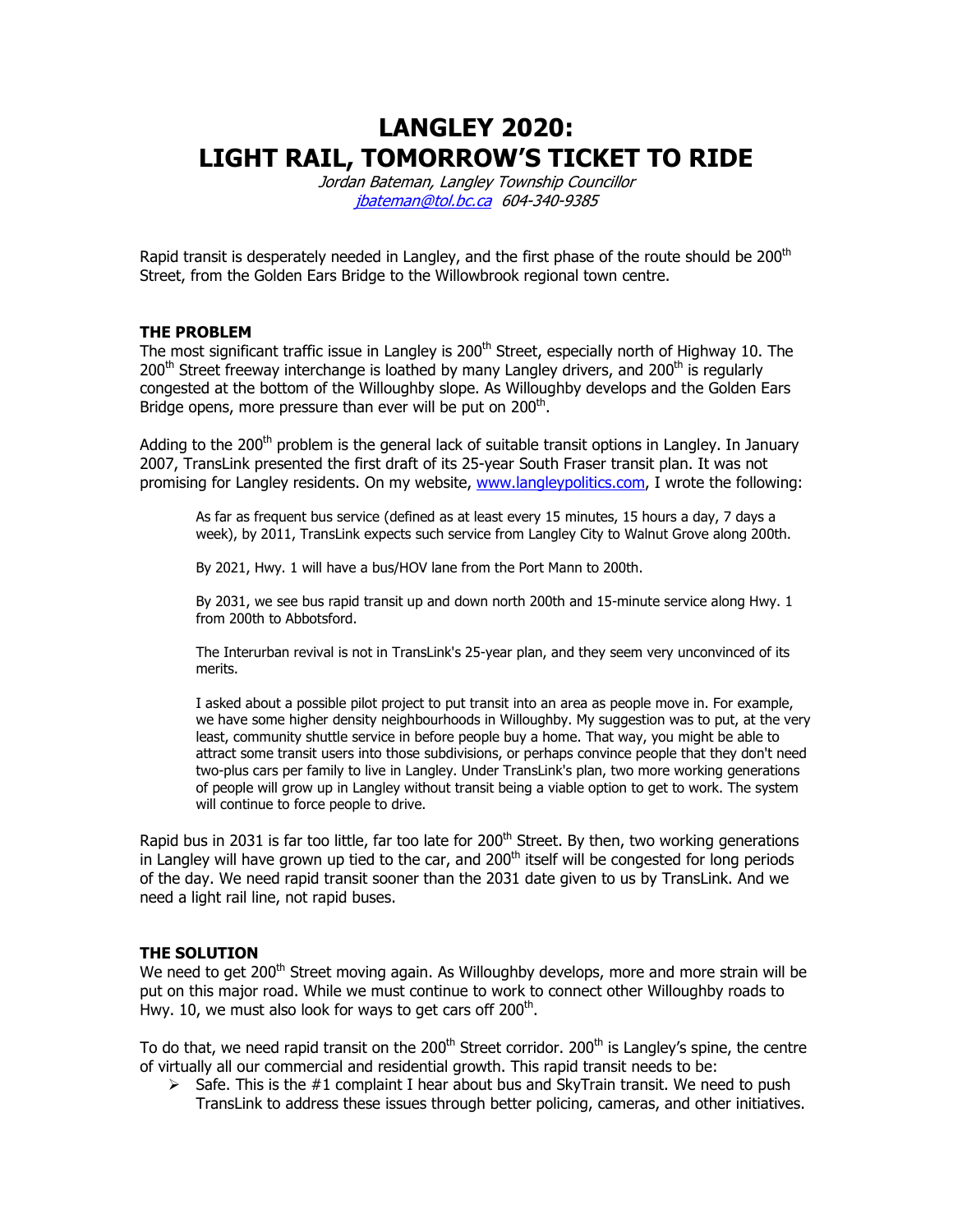# LANGLEY 2020: LIGHT RAIL, TOMORROW'S TICKET TO RIDE

*Jordan Bateman, Langley Township Councillor*
*jbateman@tol.bc.ca 604-340-9385*

Rapid transit is desperately needed in Langley, and the first phase of the route should be 200th Street, from the Golden Ears Bridge to the Willowbrook regional town centre.

### THE PROBLEM

The most significant traffic issue in Langley is 200th Street, especially north of Highway 10. The 200th Street freeway interchange is loathed by many Langley drivers, and 200th is regularly congested at the bottom of the Willoughby slope. As Willoughby develops and the Golden Ears Bridge opens, more pressure than ever will be put on 200th.

Adding to the 200th problem is the general lack of suitable transit options in Langley. In January 2007, TransLink presented the first draft of its 25-year South Fraser transit plan. It was not promising for Langley residents. On my website, www.langleypolitics.com, I wrote the following:

> As far as frequent bus service (defined as at least every 15 minutes, 15 hours a day, 7 days a week), by 2011, TransLink expects such service from Langley City to Walnut Grove along 200th.
>
> By 2021, Hwy. 1 will have a bus/HOV lane from the Port Mann to 200th.
>
> By 2031, we see bus rapid transit up and down north 200th and 15-minute service along Hwy. 1 from 200th to Abbotsford.
>
> The Interurban revival is not in TransLink's 25-year plan, and they seem very unconvinced of its merits.
>
> I asked about a possible pilot project to put transit into an area as people move in. For example, we have some higher density neighbourhoods in Willoughby. My suggestion was to put, at the very least, community shuttle service in before people buy a home. That way, you might be able to attract some transit users into those subdivisions, or perhaps convince people that they don't need two-plus cars per family to live in Langley. Under TransLink's plan, two more working generations of people will grow up in Langley without transit being a viable option to get to work. The system will continue to force people to drive.

Rapid bus in 2031 is far too little, far too late for 200th Street. By then, two working generations in Langley will have grown up tied to the car, and 200th itself will be congested for long periods of the day. We need rapid transit sooner than the 2031 date given to us by TransLink. And we need a light rail line, not rapid buses.

### THE SOLUTION

We need to get 200th Street moving again. As Willoughby develops, more and more strain will be put on this major road. While we must continue to work to connect other Willoughby roads to Hwy. 10, we must also look for ways to get cars off 200th.

To do that, we need rapid transit on the 200th Street corridor. 200th is Langley's spine, the centre of virtually all our commercial and residential growth. This rapid transit needs to be:

- Safe. This is the #1 complaint I hear about bus and SkyTrain transit. We need to push TransLink to address these issues through better policing, cameras, and other initiatives.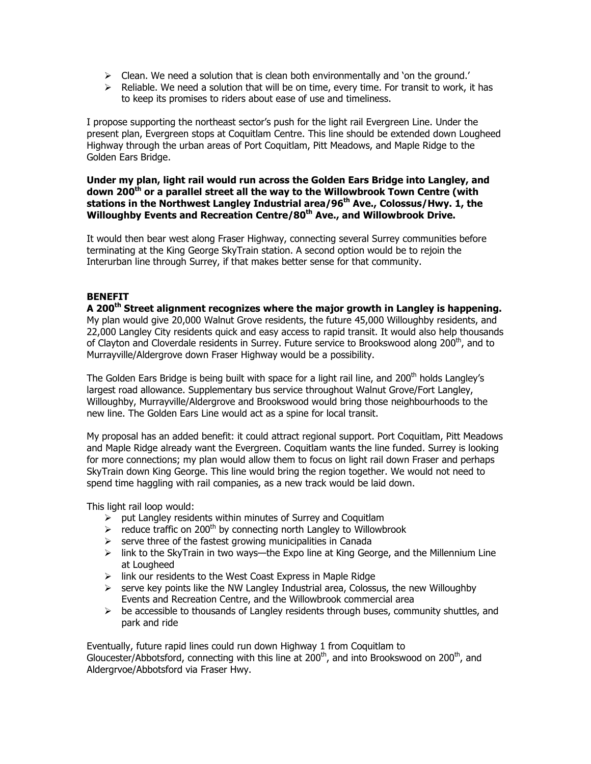- Clean. We need a solution that is clean both environmentally and 'on the ground.'
- Reliable. We need a solution that will be on time, every time. For transit to work, it has to keep its promises to riders about ease of use and timeliness.

I propose supporting the northeast sector's push for the light rail Evergreen Line. Under the present plan, Evergreen stops at Coquitlam Centre. This line should be extended down Lougheed Highway through the urban areas of Port Coquitlam, Pitt Meadows, and Maple Ridge to the Golden Ears Bridge.

**Under my plan, light rail would run across the Golden Ears Bridge into Langley, and down 200th or a parallel street all the way to the Willowbrook Town Centre (with stations in the Northwest Langley Industrial area/96th Ave., Colossus/Hwy. 1, the Willoughby Events and Recreation Centre/80th Ave., and Willowbrook Drive.**

It would then bear west along Fraser Highway, connecting several Surrey communities before terminating at the King George SkyTrain station. A second option would be to rejoin the Interurban line through Surrey, if that makes better sense for that community.

**BENEFIT**

**A 200th Street alignment recognizes where the major growth in Langley is happening.** My plan would give 20,000 Walnut Grove residents, the future 45,000 Willoughby residents, and 22,000 Langley City residents quick and easy access to rapid transit. It would also help thousands of Clayton and Cloverdale residents in Surrey. Future service to Brookswood along 200th, and to Murrayville/Aldergrove down Fraser Highway would be a possibility.

The Golden Ears Bridge is being built with space for a light rail line, and 200th holds Langley's largest road allowance. Supplementary bus service throughout Walnut Grove/Fort Langley, Willoughby, Murrayville/Aldergrove and Brookswood would bring those neighbourhoods to the new line. The Golden Ears Line would act as a spine for local transit.

My proposal has an added benefit: it could attract regional support. Port Coquitlam, Pitt Meadows and Maple Ridge already want the Evergreen. Coquitlam wants the line funded. Surrey is looking for more connections; my plan would allow them to focus on light rail down Fraser and perhaps SkyTrain down King George. This line would bring the region together. We would not need to spend time haggling with rail companies, as a new track would be laid down.

This light rail loop would:

- put Langley residents within minutes of Surrey and Coquitlam
- reduce traffic on 200th by connecting north Langley to Willowbrook
- serve three of the fastest growing municipalities in Canada
- link to the SkyTrain in two ways—the Expo line at King George, and the Millennium Line at Lougheed
- link our residents to the West Coast Express in Maple Ridge
- serve key points like the NW Langley Industrial area, Colossus, the new Willoughby Events and Recreation Centre, and the Willowbrook commercial area
- be accessible to thousands of Langley residents through buses, community shuttles, and park and ride

Eventually, future rapid lines could run down Highway 1 from Coquitlam to Gloucester/Abbotsford, connecting with this line at 200th, and into Brookswood on 200th, and Aldergrvoe/Abbotsford via Fraser Hwy.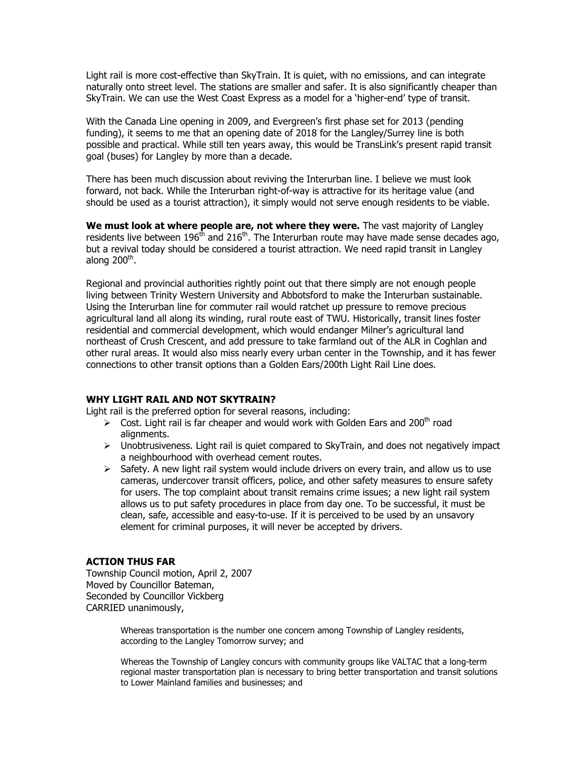Light rail is more cost-effective than SkyTrain. It is quiet, with no emissions, and can integrate naturally onto street level. The stations are smaller and safer. It is also significantly cheaper than SkyTrain. We can use the West Coast Express as a model for a 'higher-end' type of transit.

With the Canada Line opening in 2009, and Evergreen's first phase set for 2013 (pending funding), it seems to me that an opening date of 2018 for the Langley/Surrey line is both possible and practical. While still ten years away, this would be TransLink's present rapid transit goal (buses) for Langley by more than a decade.

There has been much discussion about reviving the Interurban line. I believe we must look forward, not back. While the Interurban right-of-way is attractive for its heritage value (and should be used as a tourist attraction), it simply would not serve enough residents to be viable.

**We must look at where people are, not where they were.** The vast majority of Langley residents live between 196th and 216th. The Interurban route may have made sense decades ago, but a revival today should be considered a tourist attraction. We need rapid transit in Langley along 200th.

Regional and provincial authorities rightly point out that there simply are not enough people living between Trinity Western University and Abbotsford to make the Interurban sustainable. Using the Interurban line for commuter rail would ratchet up pressure to remove precious agricultural land all along its winding, rural route east of TWU. Historically, transit lines foster residential and commercial development, which would endanger Milner's agricultural land northeast of Crush Crescent, and add pressure to take farmland out of the ALR in Coghlan and other rural areas. It would also miss nearly every urban center in the Township, and it has fewer connections to other transit options than a Golden Ears/200th Light Rail Line does.

## WHY LIGHT RAIL AND NOT SKYTRAIN?

Light rail is the preferred option for several reasons, including:

- Cost. Light rail is far cheaper and would work with Golden Ears and 200th road alignments.
- Unobtrusiveness. Light rail is quiet compared to SkyTrain, and does not negatively impact a neighbourhood with overhead cement routes.
- Safety. A new light rail system would include drivers on every train, and allow us to use cameras, undercover transit officers, police, and other safety measures to ensure safety for users. The top complaint about transit remains crime issues; a new light rail system allows us to put safety procedures in place from day one. To be successful, it must be clean, safe, accessible and easy-to-use. If it is perceived to be used by an unsavory element for criminal purposes, it will never be accepted by drivers.

## ACTION THUS FAR

Township Council motion, April 2, 2007
Moved by Councillor Bateman,
Seconded by Councillor Vickberg
CARRIED unanimously,

> Whereas transportation is the number one concern among Township of Langley residents, according to the Langley Tomorrow survey; and
>
> Whereas the Township of Langley concurs with community groups like VALTAC that a long-term regional master transportation plan is necessary to bring better transportation and transit solutions to Lower Mainland families and businesses; and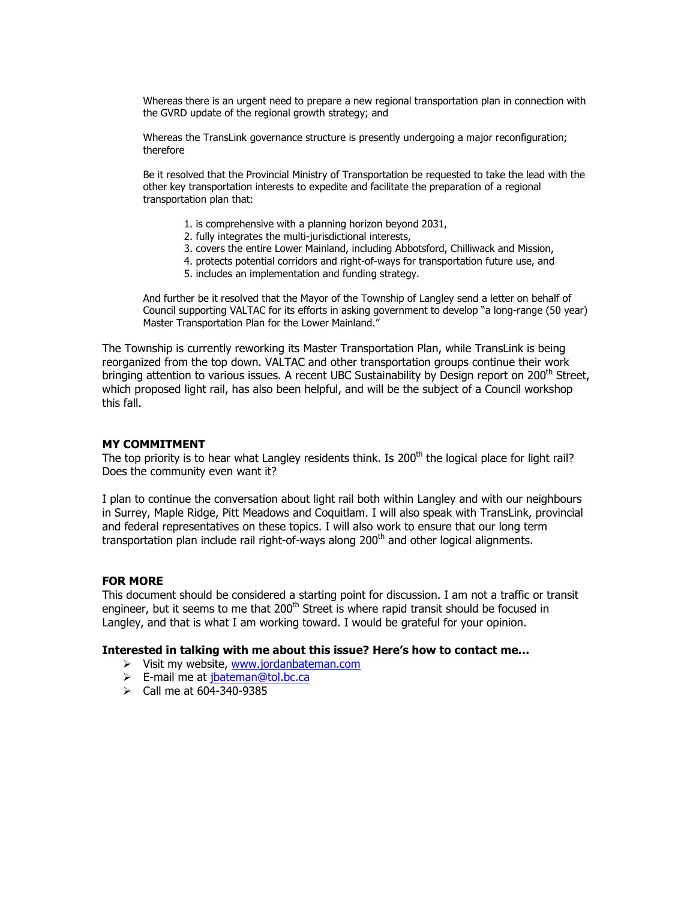Whereas there is an urgent need to prepare a new regional transportation plan in connection with the GVRD update of the regional growth strategy; and

Whereas the TransLink governance structure is presently undergoing a major reconfiguration; therefore

Be it resolved that the Provincial Ministry of Transportation be requested to take the lead with the other key transportation interests to expedite and facilitate the preparation of a regional transportation plan that:

1. is comprehensive with a planning horizon beyond 2031,
2. fully integrates the multi-jurisdictional interests,
3. covers the entire Lower Mainland, including Abbotsford, Chilliwack and Mission,
4. protects potential corridors and right-of-ways for transportation future use, and
5. includes an implementation and funding strategy.

And further be it resolved that the Mayor of the Township of Langley send a letter on behalf of Council supporting VALTAC for its efforts in asking government to develop "a long-range (50 year) Master Transportation Plan for the Lower Mainland."

The Township is currently reworking its Master Transportation Plan, while TransLink is being reorganized from the top down. VALTAC and other transportation groups continue their work bringing attention to various issues. A recent UBC Sustainability by Design report on 200th Street, which proposed light rail, has also been helpful, and will be the subject of a Council workshop this fall.

**MY COMMITMENT**

The top priority is to hear what Langley residents think. Is 200th the logical place for light rail? Does the community even want it?

I plan to continue the conversation about light rail both within Langley and with our neighbours in Surrey, Maple Ridge, Pitt Meadows and Coquitlam. I will also speak with TransLink, provincial and federal representatives on these topics. I will also work to ensure that our long term transportation plan include rail right-of-ways along 200th and other logical alignments.

**FOR MORE**

This document should be considered a starting point for discussion. I am not a traffic or transit engineer, but it seems to me that 200th Street is where rapid transit should be focused in Langley, and that is what I am working toward. I would be grateful for your opinion.

**Interested in talking with me about this issue? Here's how to contact me…**

- Visit my website, [www.jordanbateman.com](http://www.jordanbateman.com)
- E-mail me at [jbateman@tol.bc.ca](mailto:jbateman@tol.bc.ca)
- Call me at 604-340-9385